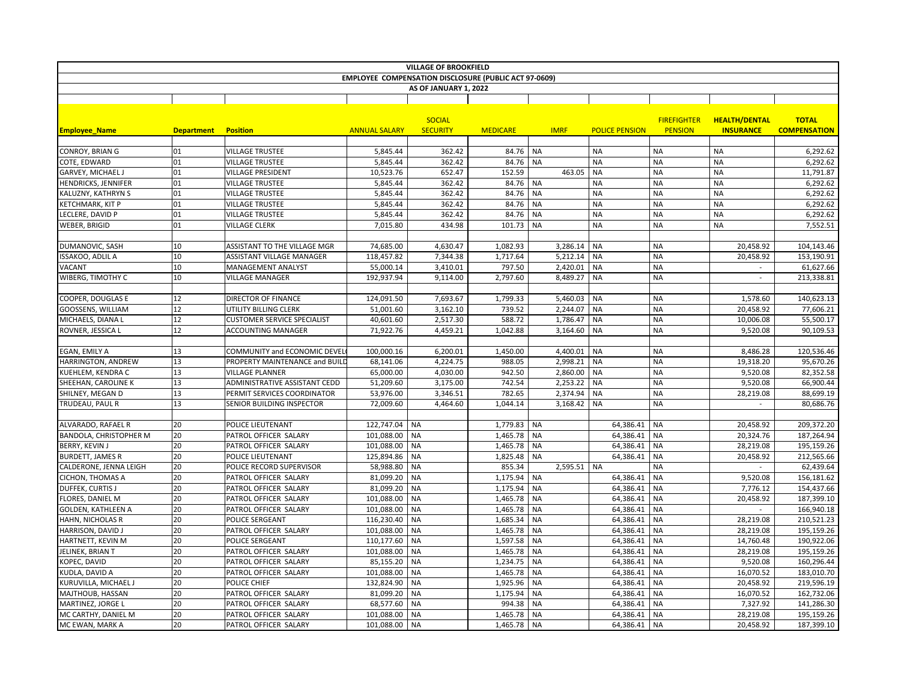# VILLAGE OF BROOKFIELD

## EMPLOYEE COMPENSATION DISCLOSURE (PUBLIC ACT 97-0609)

### AS OF JANUARY 1, 2022

| Employee_Name | Department | Position | ANNUAL SALARY | SOCIAL SECURITY | MEDICARE | IMRF | POLICE PENSION | FIREFIGHTER PENSION | HEALTH/DENTAL INSURANCE | TOTAL COMPENSATION |
|---|---|---|---|---|---|---|---|---|---|---|
| CONROY, BRIAN G | 01 | VILLAGE TRUSTEE | 5,845.44 | 362.42 | 84.76 | NA | NA | NA | NA | 6,292.62 |
| COTE, EDWARD | 01 | VILLAGE TRUSTEE | 5,845.44 | 362.42 | 84.76 | NA | NA | NA | NA | 6,292.62 |
| GARVEY, MICHAEL J | 01 | VILLAGE PRESIDENT | 10,523.76 | 652.47 | 152.59 | 463.05 | NA | NA | NA | 11,791.87 |
| HENDRICKS, JENNIFER | 01 | VILLAGE TRUSTEE | 5,845.44 | 362.42 | 84.76 | NA | NA | NA | NA | 6,292.62 |
| KALUZNY, KATHRYN S | 01 | VILLAGE TRUSTEE | 5,845.44 | 362.42 | 84.76 | NA | NA | NA | NA | 6,292.62 |
| KETCHMARK, KIT P | 01 | VILLAGE TRUSTEE | 5,845.44 | 362.42 | 84.76 | NA | NA | NA | NA | 6,292.62 |
| LECLERE, DAVID P | 01 | VILLAGE TRUSTEE | 5,845.44 | 362.42 | 84.76 | NA | NA | NA | NA | 6,292.62 |
| WEBER, BRIGID | 01 | VILLAGE CLERK | 7,015.80 | 434.98 | 101.73 | NA | NA | NA | NA | 7,552.51 |
| DUMANOVIC, SASH | 10 | ASSISTANT TO THE VILLAGE MGR | 74,685.00 | 4,630.47 | 1,082.93 | 3,286.14 | NA | NA | 20,458.92 | 104,143.46 |
| ISSAKOO, ADLIL A | 10 | ASSISTANT VILLAGE MANAGER | 118,457.82 | 7,344.38 | 1,717.64 | 5,212.14 | NA | NA | 20,458.92 | 153,190.91 |
| VACANT | 10 | MANAGEMENT ANALYST | 55,000.14 | 3,410.01 | 797.50 | 2,420.01 | NA | NA | - | 61,627.66 |
| WIBERG, TIMOTHY C | 10 | VILLAGE MANAGER | 192,937.94 | 9,114.00 | 2,797.60 | 8,489.27 | NA | NA | - | 213,338.81 |
| COOPER, DOUGLAS E | 12 | DIRECTOR OF FINANCE | 124,091.50 | 7,693.67 | 1,799.33 | 5,460.03 | NA | NA | 1,578.60 | 140,623.13 |
| GOOSSENS, WILLIAM | 12 | UTILITY BILLING CLERK | 51,001.60 | 3,162.10 | 739.52 | 2,244.07 | NA | NA | 20,458.92 | 77,606.21 |
| MICHAELS, DIANA L | 12 | CUSTOMER SERVICE SPECIALIST | 40,601.60 | 2,517.30 | 588.72 | 1,786.47 | NA | NA | 10,006.08 | 55,500.17 |
| ROVNER, JESSICA L | 12 | ACCOUNTING MANAGER | 71,922.76 | 4,459.21 | 1,042.88 | 3,164.60 | NA | NA | 9,520.08 | 90,109.53 |
| EGAN, EMILY A | 13 | COMMUNITY and ECONOMIC DEVEL | 100,000.16 | 6,200.01 | 1,450.00 | 4,400.01 | NA | NA | 8,486.28 | 120,536.46 |
| HARRINGTON, ANDREW | 13 | PROPERTY MAINTENANCE and BUILD | 68,141.06 | 4,224.75 | 988.05 | 2,998.21 | NA | NA | 19,318.20 | 95,670.26 |
| KUEHLEM, KENDRA C | 13 | VILLAGE PLANNER | 65,000.00 | 4,030.00 | 942.50 | 2,860.00 | NA | NA | 9,520.08 | 82,352.58 |
| SHEEHAN, CAROLINE K | 13 | ADMINISTRATIVE ASSISTANT CEDD | 51,209.60 | 3,175.00 | 742.54 | 2,253.22 | NA | NA | 9,520.08 | 66,900.44 |
| SHILNEY, MEGAN D | 13 | PERMIT SERVICES COORDINATOR | 53,976.00 | 3,346.51 | 782.65 | 2,374.94 | NA | NA | 28,219.08 | 88,699.19 |
| TRUDEAU, PAUL R | 13 | SENIOR BUILDING INSPECTOR | 72,009.60 | 4,464.60 | 1,044.14 | 3,168.42 | NA | NA | - | 80,686.76 |
| ALVARADO, RAFAEL R | 20 | POLICE LIEUTENANT | 122,747.04 | NA | 1,779.83 | NA | 64,386.41 | NA | 20,458.92 | 209,372.20 |
| BANDOLA, CHRISTOPHER M | 20 | PATROL OFFICER SALARY | 101,088.00 | NA | 1,465.78 | NA | 64,386.41 | NA | 20,324.76 | 187,264.94 |
| BERRY, KEVIN J | 20 | PATROL OFFICER SALARY | 101,088.00 | NA | 1,465.78 | NA | 64,386.41 | NA | 28,219.08 | 195,159.26 |
| BURDETT, JAMES R | 20 | POLICE LIEUTENANT | 125,894.86 | NA | 1,825.48 | NA | 64,386.41 | NA | 20,458.92 | 212,565.66 |
| CALDERONE, JENNA LEIGH | 20 | POLICE RECORD SUPERVISOR | 58,988.80 | NA | 855.34 | 2,595.51 | NA | NA | - | 62,439.64 |
| CICHON, THOMAS A | 20 | PATROL OFFICER SALARY | 81,099.20 | NA | 1,175.94 | NA | 64,386.41 | NA | 9,520.08 | 156,181.62 |
| DUFFEK, CURTIS J | 20 | PATROL OFFICER SALARY | 81,099.20 | NA | 1,175.94 | NA | 64,386.41 | NA | 7,776.12 | 154,437.66 |
| FLORES, DANIEL M | 20 | PATROL OFFICER SALARY | 101,088.00 | NA | 1,465.78 | NA | 64,386.41 | NA | 20,458.92 | 187,399.10 |
| GOLDEN, KATHLEEN A | 20 | PATROL OFFICER SALARY | 101,088.00 | NA | 1,465.78 | NA | 64,386.41 | NA | - | 166,940.18 |
| HAHN, NICHOLAS R | 20 | POLICE SERGEANT | 116,230.40 | NA | 1,685.34 | NA | 64,386.41 | NA | 28,219.08 | 210,521.23 |
| HARRISON, DAVID J | 20 | PATROL OFFICER SALARY | 101,088.00 | NA | 1,465.78 | NA | 64,386.41 | NA | 28,219.08 | 195,159.26 |
| HARTNETT, KEVIN M | 20 | POLICE SERGEANT | 110,177.60 | NA | 1,597.58 | NA | 64,386.41 | NA | 14,760.48 | 190,922.06 |
| JELINEK, BRIAN T | 20 | PATROL OFFICER SALARY | 101,088.00 | NA | 1,465.78 | NA | 64,386.41 | NA | 28,219.08 | 195,159.26 |
| KOPEC, DAVID | 20 | PATROL OFFICER SALARY | 85,155.20 | NA | 1,234.75 | NA | 64,386.41 | NA | 9,520.08 | 160,296.44 |
| KUDLA, DAVID A | 20 | PATROL OFFICER SALARY | 101,088.00 | NA | 1,465.78 | NA | 64,386.41 | NA | 16,070.52 | 183,010.70 |
| KURUVILLA, MICHAEL J | 20 | POLICE CHIEF | 132,824.90 | NA | 1,925.96 | NA | 64,386.41 | NA | 20,458.92 | 219,596.19 |
| MAJTHOUB, HASSAN | 20 | PATROL OFFICER SALARY | 81,099.20 | NA | 1,175.94 | NA | 64,386.41 | NA | 16,070.52 | 162,732.06 |
| MARTINEZ, JORGE L | 20 | PATROL OFFICER SALARY | 68,577.60 | NA | 994.38 | NA | 64,386.41 | NA | 7,327.92 | 141,286.30 |
| MC CARTHY, DANIEL M | 20 | PATROL OFFICER SALARY | 101,088.00 | NA | 1,465.78 | NA | 64,386.41 | NA | 28,219.08 | 195,159.26 |
| MC EWAN, MARK A | 20 | PATROL OFFICER SALARY | 101,088.00 | NA | 1,465.78 | NA | 64,386.41 | NA | 20,458.92 | 187,399.10 |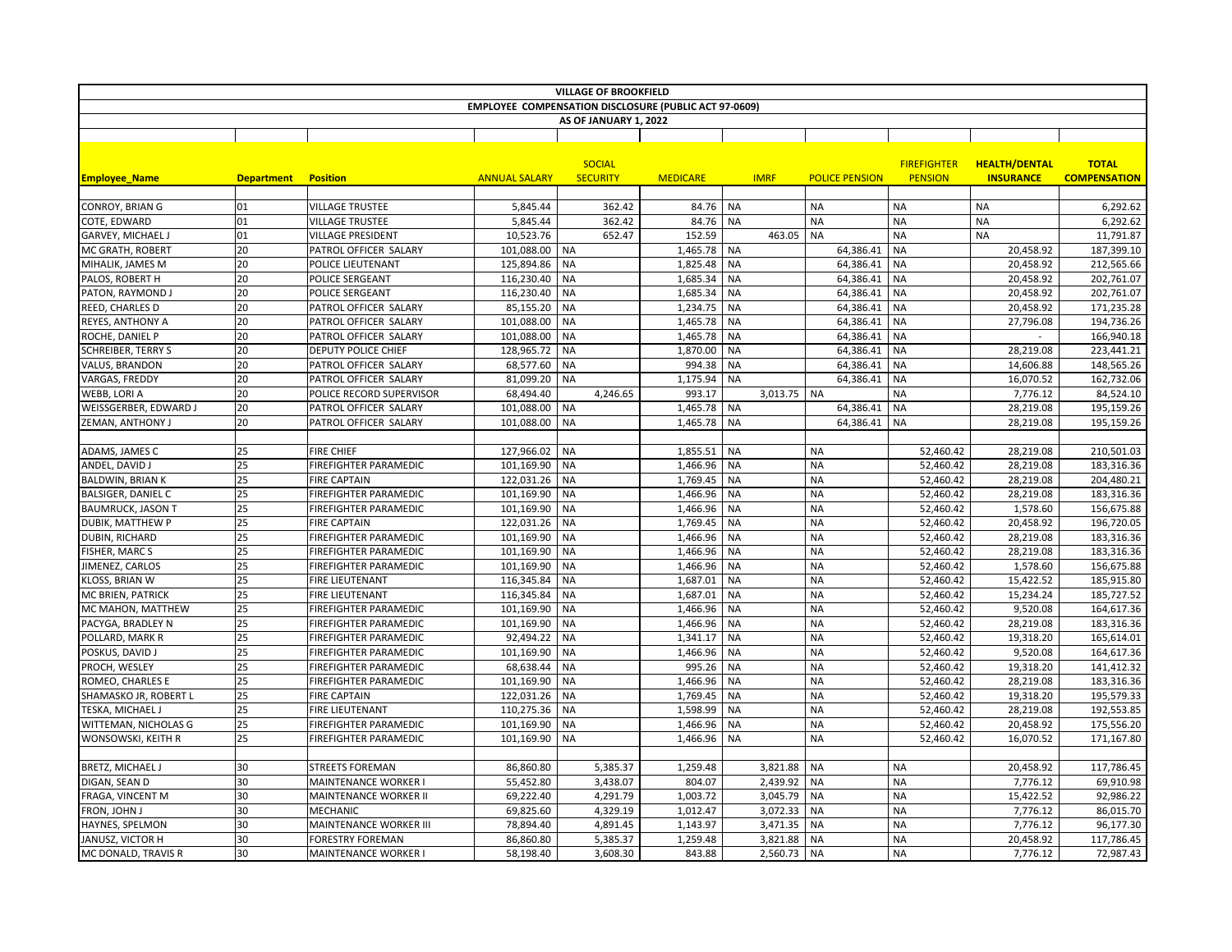| VILLAGE OF BROOKFIELD | | | | | | | | | | |
|---|---|---|---|---|---|---|---|---|---|---|
| EMPLOYEE COMPENSATION DISCLOSURE (PUBLIC ACT 97-0609) | | | | | | | | | | |
| AS OF JANUARY 1, 2022 | | | | | | | | | | |
| **Employee_Name** | **Department** | **Position** | **ANNUAL SALARY** | **SOCIAL SECURITY** | **MEDICARE** | **IMRF** | **POLICE PENSION** | **FIREFIGHTER PENSION** | **HEALTH/DENTAL INSURANCE** | **TOTAL COMPENSATION** |
| CONROY, BRIAN G | 01 | VILLAGE TRUSTEE | 5,845.44 | 362.42 | 84.76 | NA | NA | NA | NA | 6,292.62 |
| COTE, EDWARD | 01 | VILLAGE TRUSTEE | 5,845.44 | 362.42 | 84.76 | NA | NA | NA | NA | 6,292.62 |
| GARVEY, MICHAEL J | 01 | VILLAGE PRESIDENT | 10,523.76 | 652.47 | 152.59 | 463.05 | NA | NA | NA | 11,791.87 |
| MC GRATH, ROBERT | 20 | PATROL OFFICER SALARY | 101,088.00 | NA | 1,465.78 | NA | 64,386.41 | NA | 20,458.92 | 187,399.10 |
| MIHALIK, JAMES M | 20 | POLICE LIEUTENANT | 125,894.86 | NA | 1,825.48 | NA | 64,386.41 | NA | 20,458.92 | 212,565.66 |
| PALOS, ROBERT H | 20 | POLICE SERGEANT | 116,230.40 | NA | 1,685.34 | NA | 64,386.41 | NA | 20,458.92 | 202,761.07 |
| PATON, RAYMOND J | 20 | POLICE SERGEANT | 116,230.40 | NA | 1,685.34 | NA | 64,386.41 | NA | 20,458.92 | 202,761.07 |
| REED, CHARLES D | 20 | PATROL OFFICER SALARY | 85,155.20 | NA | 1,234.75 | NA | 64,386.41 | NA | 20,458.92 | 171,235.28 |
| REYES, ANTHONY A | 20 | PATROL OFFICER SALARY | 101,088.00 | NA | 1,465.78 | NA | 64,386.41 | NA | 27,796.08 | 194,736.26 |
| ROCHE, DANIEL P | 20 | PATROL OFFICER SALARY | 101,088.00 | NA | 1,465.78 | NA | 64,386.41 | NA | - | 166,940.18 |
| SCHREIBER, TERRY S | 20 | DEPUTY POLICE CHIEF | 128,965.72 | NA | 1,870.00 | NA | 64,386.41 | NA | 28,219.08 | 223,441.21 |
| VALUS, BRANDON | 20 | PATROL OFFICER SALARY | 68,577.60 | NA | 994.38 | NA | 64,386.41 | NA | 14,606.88 | 148,565.26 |
| VARGAS, FREDDY | 20 | PATROL OFFICER SALARY | 81,099.20 | NA | 1,175.94 | NA | 64,386.41 | NA | 16,070.52 | 162,732.06 |
| WEBB, LORI A | 20 | POLICE RECORD SUPERVISOR | 68,494.40 | 4,246.65 | 993.17 | 3,013.75 | NA | NA | 7,776.12 | 84,524.10 |
| WEISSGERBER, EDWARD J | 20 | PATROL OFFICER SALARY | 101,088.00 | NA | 1,465.78 | NA | 64,386.41 | NA | 28,219.08 | 195,159.26 |
| ZEMAN, ANTHONY J | 20 | PATROL OFFICER SALARY | 101,088.00 | NA | 1,465.78 | NA | 64,386.41 | NA | 28,219.08 | 195,159.26 |
| ADAMS, JAMES C | 25 | FIRE CHIEF | 127,966.02 | NA | 1,855.51 | NA | NA | 52,460.42 | 28,219.08 | 210,501.03 |
| ANDEL, DAVID J | 25 | FIREFIGHTER PARAMEDIC | 101,169.90 | NA | 1,466.96 | NA | NA | 52,460.42 | 28,219.08 | 183,316.36 |
| BALDWIN, BRIAN K | 25 | FIRE CAPTAIN | 122,031.26 | NA | 1,769.45 | NA | NA | 52,460.42 | 28,219.08 | 204,480.21 |
| BALSIGER, DANIEL C | 25 | FIREFIGHTER PARAMEDIC | 101,169.90 | NA | 1,466.96 | NA | NA | 52,460.42 | 28,219.08 | 183,316.36 |
| BAUMRUCK, JASON T | 25 | FIREFIGHTER PARAMEDIC | 101,169.90 | NA | 1,466.96 | NA | NA | 52,460.42 | 1,578.60 | 156,675.88 |
| DUBIK, MATTHEW P | 25 | FIRE CAPTAIN | 122,031.26 | NA | 1,769.45 | NA | NA | 52,460.42 | 20,458.92 | 196,720.05 |
| DUBIN, RICHARD | 25 | FIREFIGHTER PARAMEDIC | 101,169.90 | NA | 1,466.96 | NA | NA | 52,460.42 | 28,219.08 | 183,316.36 |
| FISHER, MARC S | 25 | FIREFIGHTER PARAMEDIC | 101,169.90 | NA | 1,466.96 | NA | NA | 52,460.42 | 28,219.08 | 183,316.36 |
| JIMENEZ, CARLOS | 25 | FIREFIGHTER PARAMEDIC | 101,169.90 | NA | 1,466.96 | NA | NA | 52,460.42 | 1,578.60 | 156,675.88 |
| KLOSS, BRIAN W | 25 | FIRE LIEUTENANT | 116,345.84 | NA | 1,687.01 | NA | NA | 52,460.42 | 15,422.52 | 185,915.80 |
| MC BRIEN, PATRICK | 25 | FIRE LIEUTENANT | 116,345.84 | NA | 1,687.01 | NA | NA | 52,460.42 | 15,234.24 | 185,727.52 |
| MC MAHON, MATTHEW | 25 | FIREFIGHTER PARAMEDIC | 101,169.90 | NA | 1,466.96 | NA | NA | 52,460.42 | 9,520.08 | 164,617.36 |
| PACYGA, BRADLEY N | 25 | FIREFIGHTER PARAMEDIC | 101,169.90 | NA | 1,466.96 | NA | NA | 52,460.42 | 28,219.08 | 183,316.36 |
| POLLARD, MARK R | 25 | FIREFIGHTER PARAMEDIC | 92,494.22 | NA | 1,341.17 | NA | NA | 52,460.42 | 19,318.20 | 165,614.01 |
| POSKUS, DAVID J | 25 | FIREFIGHTER PARAMEDIC | 101,169.90 | NA | 1,466.96 | NA | NA | 52,460.42 | 9,520.08 | 164,617.36 |
| PROCH, WESLEY | 25 | FIREFIGHTER PARAMEDIC | 68,638.44 | NA | 995.26 | NA | NA | 52,460.42 | 19,318.20 | 141,412.32 |
| ROMEO, CHARLES E | 25 | FIREFIGHTER PARAMEDIC | 101,169.90 | NA | 1,466.96 | NA | NA | 52,460.42 | 28,219.08 | 183,316.36 |
| SHAMASKO JR, ROBERT L | 25 | FIRE CAPTAIN | 122,031.26 | NA | 1,769.45 | NA | NA | 52,460.42 | 19,318.20 | 195,579.33 |
| TESKA, MICHAEL J | 25 | FIRE LIEUTENANT | 110,275.36 | NA | 1,598.99 | NA | NA | 52,460.42 | 28,219.08 | 192,553.85 |
| WITTEMAN, NICHOLAS G | 25 | FIREFIGHTER PARAMEDIC | 101,169.90 | NA | 1,466.96 | NA | NA | 52,460.42 | 20,458.92 | 175,556.20 |
| WONSOWSKI, KEITH R | 25 | FIREFIGHTER PARAMEDIC | 101,169.90 | NA | 1,466.96 | NA | NA | 52,460.42 | 16,070.52 | 171,167.80 |
| BRETZ, MICHAEL J | 30 | STREETS FOREMAN | 86,860.80 | 5,385.37 | 1,259.48 | 3,821.88 | NA | NA | 20,458.92 | 117,786.45 |
| DIGAN, SEAN D | 30 | MAINTENANCE WORKER I | 55,452.80 | 3,438.07 | 804.07 | 2,439.92 | NA | NA | 7,776.12 | 69,910.98 |
| FRAGA, VINCENT M | 30 | MAINTENANCE WORKER II | 69,222.40 | 4,291.79 | 1,003.72 | 3,045.79 | NA | NA | 15,422.52 | 92,986.22 |
| FRON, JOHN J | 30 | MECHANIC | 69,825.60 | 4,329.19 | 1,012.47 | 3,072.33 | NA | NA | 7,776.12 | 86,015.70 |
| HAYNES, SPELMON | 30 | MAINTENANCE WORKER III | 78,894.40 | 4,891.45 | 1,143.97 | 3,471.35 | NA | NA | 7,776.12 | 96,177.30 |
| JANUSZ, VICTOR H | 30 | FORESTRY FOREMAN | 86,860.80 | 5,385.37 | 1,259.48 | 3,821.88 | NA | NA | 20,458.92 | 117,786.45 |
| MC DONALD, TRAVIS R | 30 | MAINTENANCE WORKER I | 58,198.40 | 3,608.30 | 843.88 | 2,560.73 | NA | NA | 7,776.12 | 72,987.43 |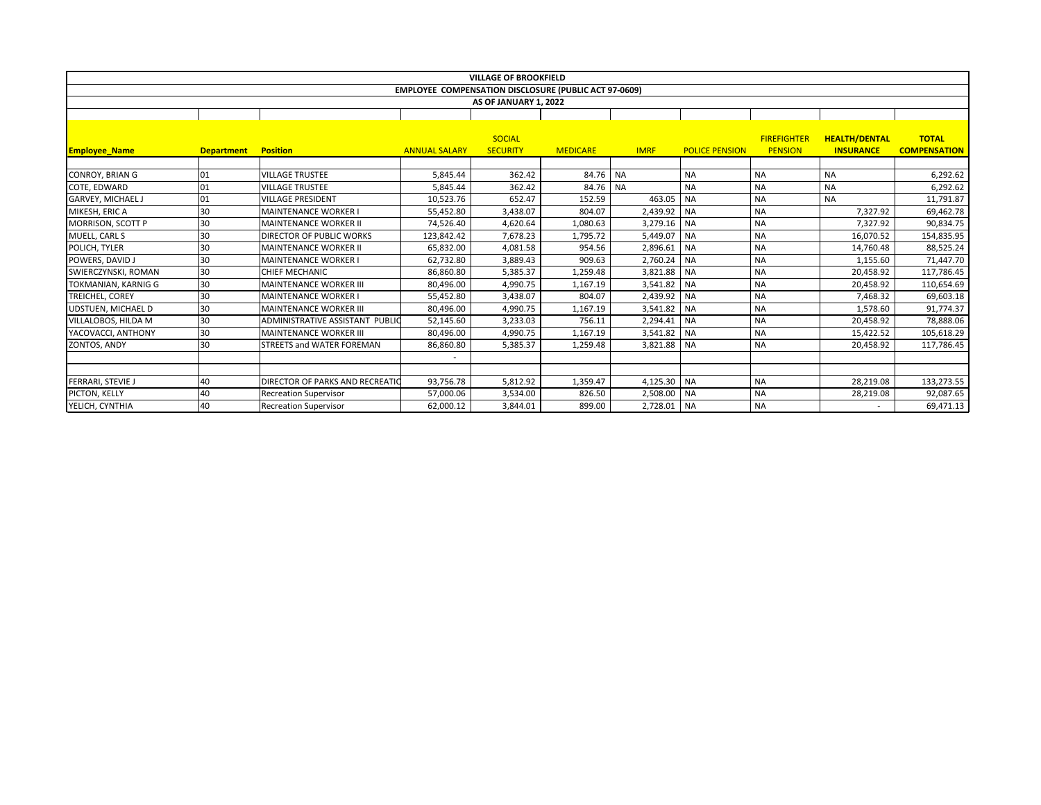| VILLAGE OF BROOKFIELD | | | | | | | | | | |
|---|---|---|---|---|---|---|---|---|---|---|
| EMPLOYEE COMPENSATION DISCLOSURE (PUBLIC ACT 97-0609) | | | | | | | | | | |
| AS OF JANUARY 1, 2022 | | | | | | | | | | |
| Employee_Name | Department | Position | ANNUAL SALARY | SOCIAL SECURITY | MEDICARE | IMRF | POLICE PENSION | FIREFIGHTER PENSION | HEALTH/DENTAL INSURANCE | TOTAL COMPENSATION |
| CONROY, BRIAN G | 01 | VILLAGE TRUSTEE | 5,845.44 | 362.42 | 84.76 | NA | NA | NA | NA | 6,292.62 |
| COTE, EDWARD | 01 | VILLAGE TRUSTEE | 5,845.44 | 362.42 | 84.76 | NA | NA | NA | NA | 6,292.62 |
| GARVEY, MICHAEL J | 01 | VILLAGE PRESIDENT | 10,523.76 | 652.47 | 152.59 | 463.05 | NA | NA | NA | 11,791.87 |
| MIKESH, ERIC A | 30 | MAINTENANCE WORKER I | 55,452.80 | 3,438.07 | 804.07 | 2,439.92 | NA | NA | 7,327.92 | 69,462.78 |
| MORRISON, SCOTT P | 30 | MAINTENANCE WORKER II | 74,526.40 | 4,620.64 | 1,080.63 | 3,279.16 | NA | NA | 7,327.92 | 90,834.75 |
| MUELL, CARL S | 30 | DIRECTOR OF PUBLIC WORKS | 123,842.42 | 7,678.23 | 1,795.72 | 5,449.07 | NA | NA | 16,070.52 | 154,835.95 |
| POLICH, TYLER | 30 | MAINTENANCE WORKER II | 65,832.00 | 4,081.58 | 954.56 | 2,896.61 | NA | NA | 14,760.48 | 88,525.24 |
| POWERS, DAVID J | 30 | MAINTENANCE WORKER I | 62,732.80 | 3,889.43 | 909.63 | 2,760.24 | NA | NA | 1,155.60 | 71,447.70 |
| SWIERCZYNSKI, ROMAN | 30 | CHIEF MECHANIC | 86,860.80 | 5,385.37 | 1,259.48 | 3,821.88 | NA | NA | 20,458.92 | 117,786.45 |
| TOKMANIAN, KARNIG G | 30 | MAINTENANCE WORKER III | 80,496.00 | 4,990.75 | 1,167.19 | 3,541.82 | NA | NA | 20,458.92 | 110,654.69 |
| TREICHEL, COREY | 30 | MAINTENANCE WORKER I | 55,452.80 | 3,438.07 | 804.07 | 2,439.92 | NA | NA | 7,468.32 | 69,603.18 |
| UDSTUEN, MICHAEL D | 30 | MAINTENANCE WORKER III | 80,496.00 | 4,990.75 | 1,167.19 | 3,541.82 | NA | NA | 1,578.60 | 91,774.37 |
| VILLALOBOS, HILDA M | 30 | ADMINISTRATIVE ASSISTANT PUBLIC | 52,145.60 | 3,233.03 | 756.11 | 2,294.41 | NA | NA | 20,458.92 | 78,888.06 |
| YACOVACCI, ANTHONY | 30 | MAINTENANCE WORKER III | 80,496.00 | 4,990.75 | 1,167.19 | 3,541.82 | NA | NA | 15,422.52 | 105,618.29 |
| ZONTOS, ANDY | 30 | STREETS and WATER FOREMAN | 86,860.80 | 5,385.37 | 1,259.48 | 3,821.88 | NA | NA | 20,458.92 | 117,786.45 |
| | | | - | | | | | | | |
| | | | | | | | | | | |
| FERRARI, STEVIE J | 40 | DIRECTOR OF PARKS AND RECREATIO | 93,756.78 | 5,812.92 | 1,359.47 | 4,125.30 | NA | NA | 28,219.08 | 133,273.55 |
| PICTON, KELLY | 40 | Recreation Supervisor | 57,000.06 | 3,534.00 | 826.50 | 2,508.00 | NA | NA | 28,219.08 | 92,087.65 |
| YELICH, CYNTHIA | 40 | Recreation Supervisor | 62,000.12 | 3,844.01 | 899.00 | 2,728.01 | NA | NA | - | 69,471.13 |